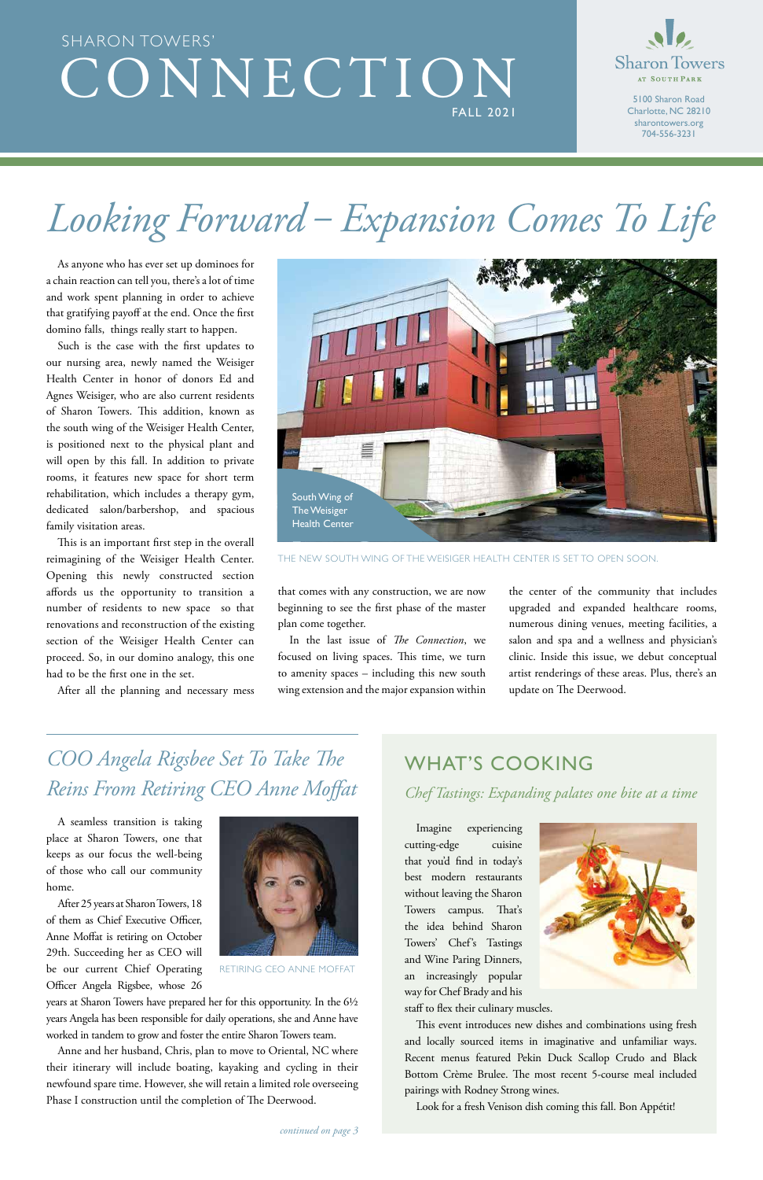# SHARON TOWERS' CONNECTION

FALL 2021

Sharon Towers AT SOUTH PARK

5100 Sharon Road
Charlotte, NC 28210
sharontowers.org
704-556-3231

## *Looking Forward – Expansion Comes To Life*

As anyone who has ever set up dominoes for a chain reaction can tell you, there's a lot of time and work spent planning in order to achieve that gratifying payoff at the end. Once the first domino falls, things really start to happen.

Such is the case with the first updates to our nursing area, newly named the Weisiger Health Center in honor of donors Ed and Agnes Weisiger, who are also current residents of Sharon Towers. This addition, known as the south wing of the Weisiger Health Center, is positioned next to the physical plant and will open by this fall. In addition to private rooms, it features new space for short term rehabilitation, which includes a therapy gym, dedicated salon/barbershop, and spacious family visitation areas.

This is an important first step in the overall reimagining of the Weisiger Health Center. Opening this newly constructed section affords us the opportunity to transition a number of residents to new space so that renovations and reconstruction of the existing section of the Weisiger Health Center can proceed. So, in our domino analogy, this one had to be the first one in the set.

After all the planning and necessary mess that comes with any construction, we are now beginning to see the first phase of the master plan come together.

In the last issue of *The Connection*, we focused on living spaces. This time, we turn to amenity spaces – including this new south wing extension and the major expansion within the center of the community that includes upgraded and expanded healthcare rooms, numerous dining venues, meeting facilities, a salon and spa and a wellness and physician's clinic. Inside this issue, we debut conceptual artist renderings of these areas. Plus, there's an update on The Deerwood.

South Wing of The Weisiger Health Center

THE NEW SOUTH WING OF THE WEISIGER HEALTH CENTER IS SET TO OPEN SOON.

## *COO Angela Rigsbee Set To Take The Reins From Retiring CEO Anne Moffat*

A seamless transition is taking place at Sharon Towers, one that keeps as our focus the well-being of those who call our community home.

After 25 years at Sharon Towers, 18 of them as Chief Executive Officer, Anne Moffat is retiring on October 29th. Succeeding her as CEO will be our current Chief Operating Officer Angela Rigsbee, whose 26 years at Sharon Towers have prepared her for this opportunity. In the 6½ years Angela has been responsible for daily operations, she and Anne have worked in tandem to grow and foster the entire Sharon Towers team.

RETIRING CEO ANNE MOFFAT

Anne and her husband, Chris, plan to move to Oriental, NC where their itinerary will include boating, kayaking and cycling in their newfound spare time. However, she will retain a limited role overseeing Phase I construction until the completion of The Deerwood.

*continued on page 3*

## WHAT'S COOKING

### *Chef Tastings: Expanding palates one bite at a time*

Imagine experiencing cutting-edge cuisine that you'd find in today's best modern restaurants without leaving the Sharon Towers campus. That's the idea behind Sharon Towers' Chef's Tastings and Wine Paring Dinners, an increasingly popular way for Chef Brady and his staff to flex their culinary muscles.

This event introduces new dishes and combinations using fresh and locally sourced items in imaginative and unfamiliar ways. Recent menus featured Pekin Duck Scallop Crudo and Black Bottom Crème Brulee. The most recent 5-course meal included pairings with Rodney Strong wines.

Look for a fresh Venison dish coming this fall. Bon Appétit!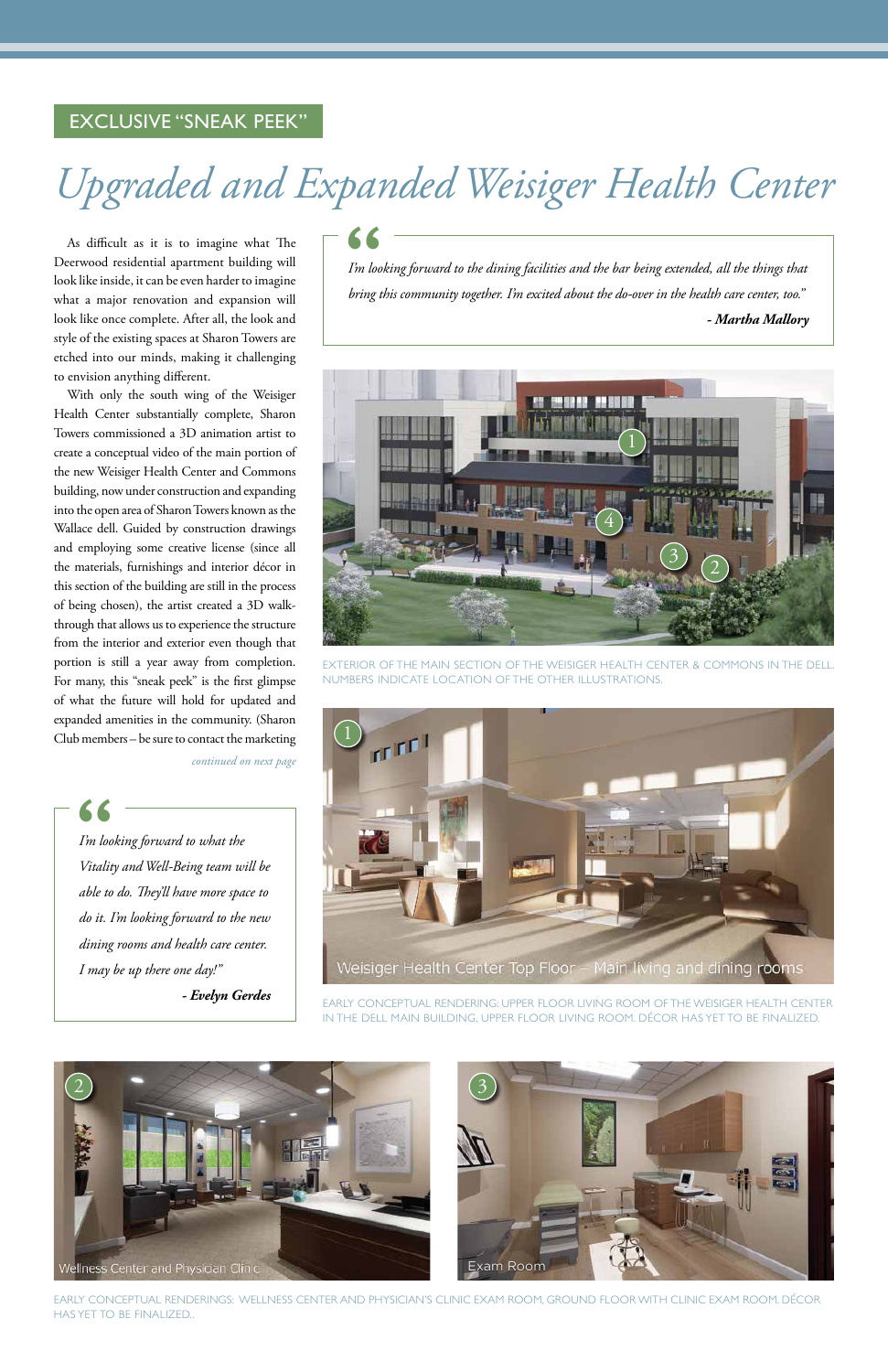EXCLUSIVE "SNEAK PEEK"

# *Upgraded and Expanded Weisiger Health Center*

As difficult as it is to imagine what The Deerwood residential apartment building will look like inside, it can be even harder to imagine what a major renovation and expansion will look like once complete. After all, the look and style of the existing spaces at Sharon Towers are etched into our minds, making it challenging to envision anything different.

With only the south wing of the Weisiger Health Center substantially complete, Sharon Towers commissioned a 3D animation artist to create a conceptual video of the main portion of the new Weisiger Health Center and Commons building, now under construction and expanding into the open area of Sharon Towers known as the Wallace dell. Guided by construction drawings and employing some creative license (since all the materials, furnishings and interior décor in this section of the building are still in the process of being chosen), the artist created a 3D walk-through that allows us to experience the structure from the interior and exterior even though that portion is still a year away from completion. For many, this "sneak peek" is the first glimpse of what the future will hold for updated and expanded amenities in the community. (Sharon Club members – be sure to contact the marketing

*continued on next page*

> *I'm looking forward to what the Vitality and Well-Being team will be able to do. They'll have more space to do it. I'm looking forward to the new dining rooms and health care center. I may be up there one day!"*
>
> ***- Evelyn Gerdes***

> *I'm looking forward to the dining facilities and the bar being extended, all the things that bring this community together. I'm excited about the do-over in the health care center, too."*
>
> ***- Martha Mallory***

EXTERIOR OF THE MAIN SECTION OF THE WEISIGER HEALTH CENTER & COMMONS IN THE DELL. NUMBERS INDICATE LOCATION OF THE OTHER ILLUSTRATIONS.

Weisiger Health Center Top Floor – Main living and dining rooms

EARLY CONCEPTUAL RENDERING: UPPER FLOOR LIVING ROOM OF THE WEISIGER HEALTH CENTER IN THE DELL MAIN BUILDING, UPPER FLOOR LIVING ROOM. DÉCOR HAS YET TO BE FINALIZED.

Wellness Center and Physician Clinic

Exam Room

EARLY CONCEPTUAL RENDERINGS: WELLNESS CENTER AND PHYSICIAN'S CLINIC EXAM ROOM, GROUND FLOOR WITH CLINIC EXAM ROOM. DÉCOR HAS YET TO BE FINALIZED..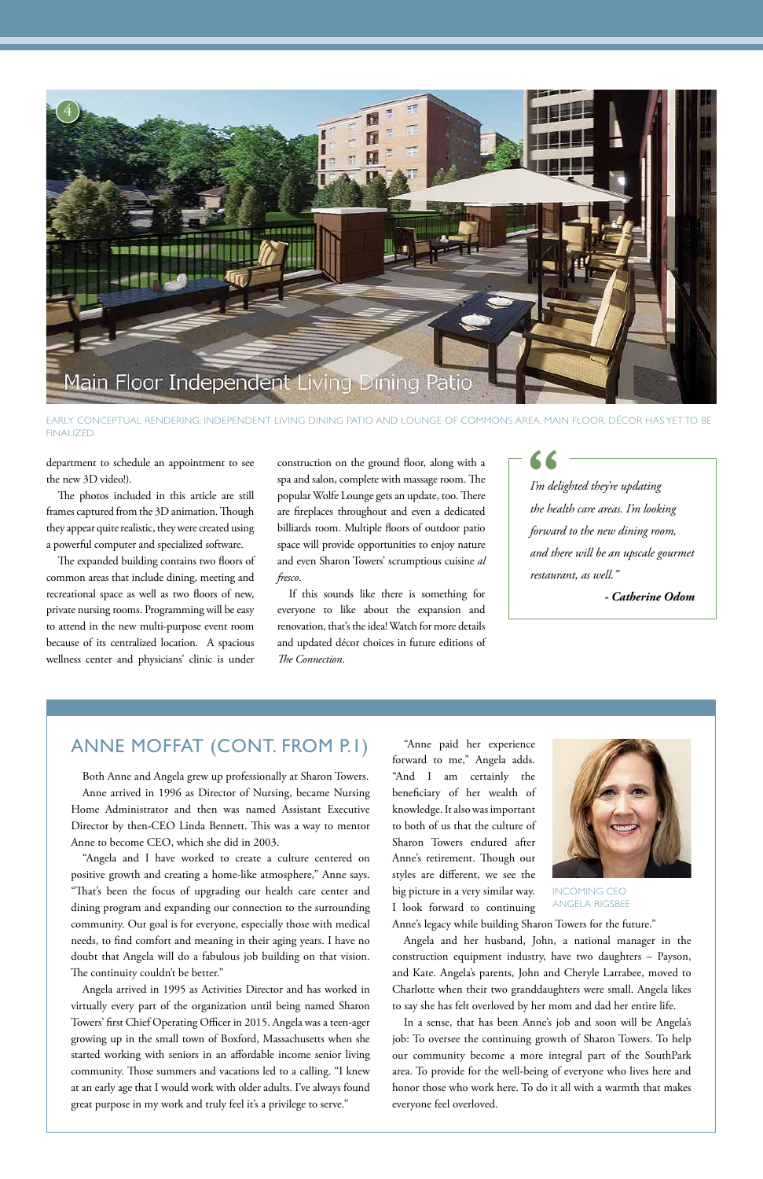Main Floor Independent Living Dining Patio

EARLY CONCEPTUAL RENDERING: INDEPENDENT LIVING DINING PATIO AND LOUNGE OF COMMONS AREA. MAIN FLOOR. DÉCOR HAS YET TO BE FINALIZED.

department to schedule an appointment to see the new 3D video!).

The photos included in this article are still frames captured from the 3D animation. Though they appear quite realistic, they were created using a powerful computer and specialized software.

The expanded building contains two floors of common areas that include dining, meeting and recreational space as well as two floors of new, private nursing rooms. Programming will be easy to attend in the new multi-purpose event room because of its centralized location. A spacious wellness center and physicians' clinic is under construction on the ground floor, along with a spa and salon, complete with massage room. The popular Wolfe Lounge gets an update, too. There are fireplaces throughout and even a dedicated billiards room. Multiple floors of outdoor patio space will provide opportunities to enjoy nature and even Sharon Towers' scrumptious cuisine *al fresco*.

If this sounds like there is something for everyone to like about the expansion and renovation, that's the idea! Watch for more details and updated décor choices in future editions of *The Connection*.

> *I'm delighted they're updating the health care areas. I'm looking forward to the new dining room, and there will be an upscale gourmet restaurant, as well."*
>
> ***- Catherine Odom***

## ANNE MOFFAT (CONT. FROM P.1)

Both Anne and Angela grew up professionally at Sharon Towers. Anne arrived in 1996 as Director of Nursing, became Nursing Home Administrator and then was named Assistant Executive Director by then-CEO Linda Bennett. This was a way to mentor Anne to become CEO, which she did in 2003.

"Angela and I have worked to create a culture centered on positive growth and creating a home-like atmosphere," Anne says. "That's been the focus of upgrading our health care center and dining program and expanding our connection to the surrounding community. Our goal is for everyone, especially those with medical needs, to find comfort and meaning in their aging years. I have no doubt that Angela will do a fabulous job building on that vision. The continuity couldn't be better."

Angela arrived in 1995 as Activities Director and has worked in virtually every part of the organization until being named Sharon Towers' first Chief Operating Officer in 2015. Angela was a teen-ager growing up in the small town of Boxford, Massachusetts when she started working with seniors in an affordable income senior living community. Those summers and vacations led to a calling. "I knew at an early age that I would work with older adults. I've always found great purpose in my work and truly feel it's a privilege to serve."

"Anne paid her experience forward to me," Angela adds. "And I am certainly the beneficiary of her wealth of knowledge. It also was important to both of us that the culture of Sharon Towers endured after Anne's retirement. Though our styles are different, we see the big picture in a very similar way. I look forward to continuing Anne's legacy while building Sharon Towers for the future."

INCOMING CEO ANGELA RIGSBEE

Angela and her husband, John, a national manager in the construction equipment industry, have two daughters – Payson, and Kate. Angela's parents, John and Cheryle Larrabee, moved to Charlotte when their two granddaughters were small. Angela likes to say she has felt overloved by her mom and dad her entire life.

In a sense, that has been Anne's job and soon will be Angela's job: To oversee the continuing growth of Sharon Towers. To help our community become a more integral part of the SouthPark area. To provide for the well-being of everyone who lives here and honor those who work here. To do it all with a warmth that makes everyone feel overloved.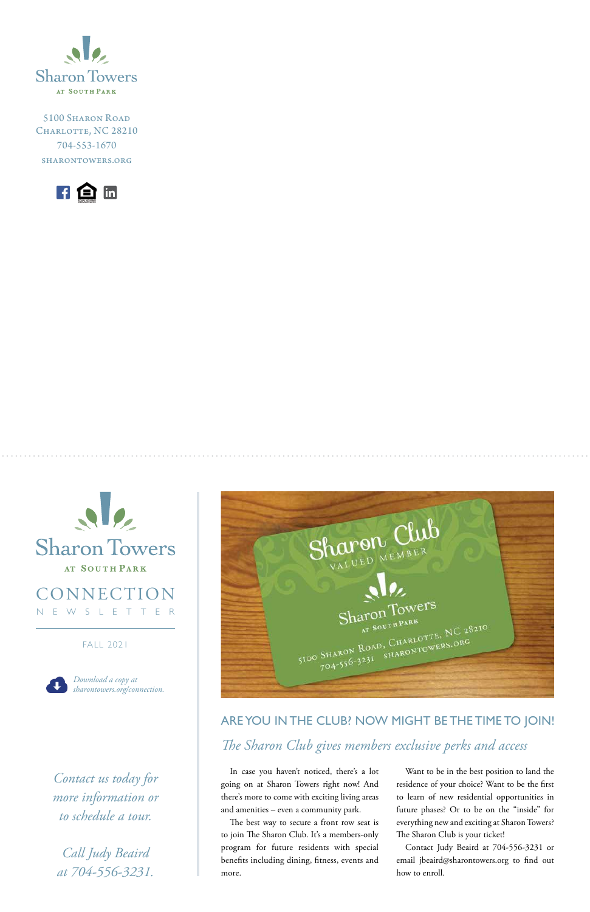Sharon Towers
AT SOUTH PARK

5100 Sharon Road
Charlotte, NC 28210
704-553-1670
sharontowers.org

Sharon Towers
AT SOUTH PARK

CONNECTION
NEWSLETTER

FALL 2021

*Download a copy at sharontowers.org/connection.*

*Contact us today for more information or to schedule a tour.*

*Call Judy Beaird at 704-556-3231.*

## ARE YOU IN THE CLUB? NOW MIGHT BE THE TIME TO JOIN!

*The Sharon Club gives members exclusive perks and access*

In case you haven't noticed, there's a lot going on at Sharon Towers right now! And there's more to come with exciting living areas and amenities – even a community park.

The best way to secure a front row seat is to join The Sharon Club. It's a members-only program for future residents with special benefits including dining, fitness, events and more.

Want to be in the best position to land the residence of your choice? Want to be the first to learn of new residential opportunities in future phases? Or to be on the "inside" for everything new and exciting at Sharon Towers? The Sharon Club is your ticket!

Contact Judy Beaird at 704-556-3231 or email jbeaird@sharontowers.org to find out how to enroll.